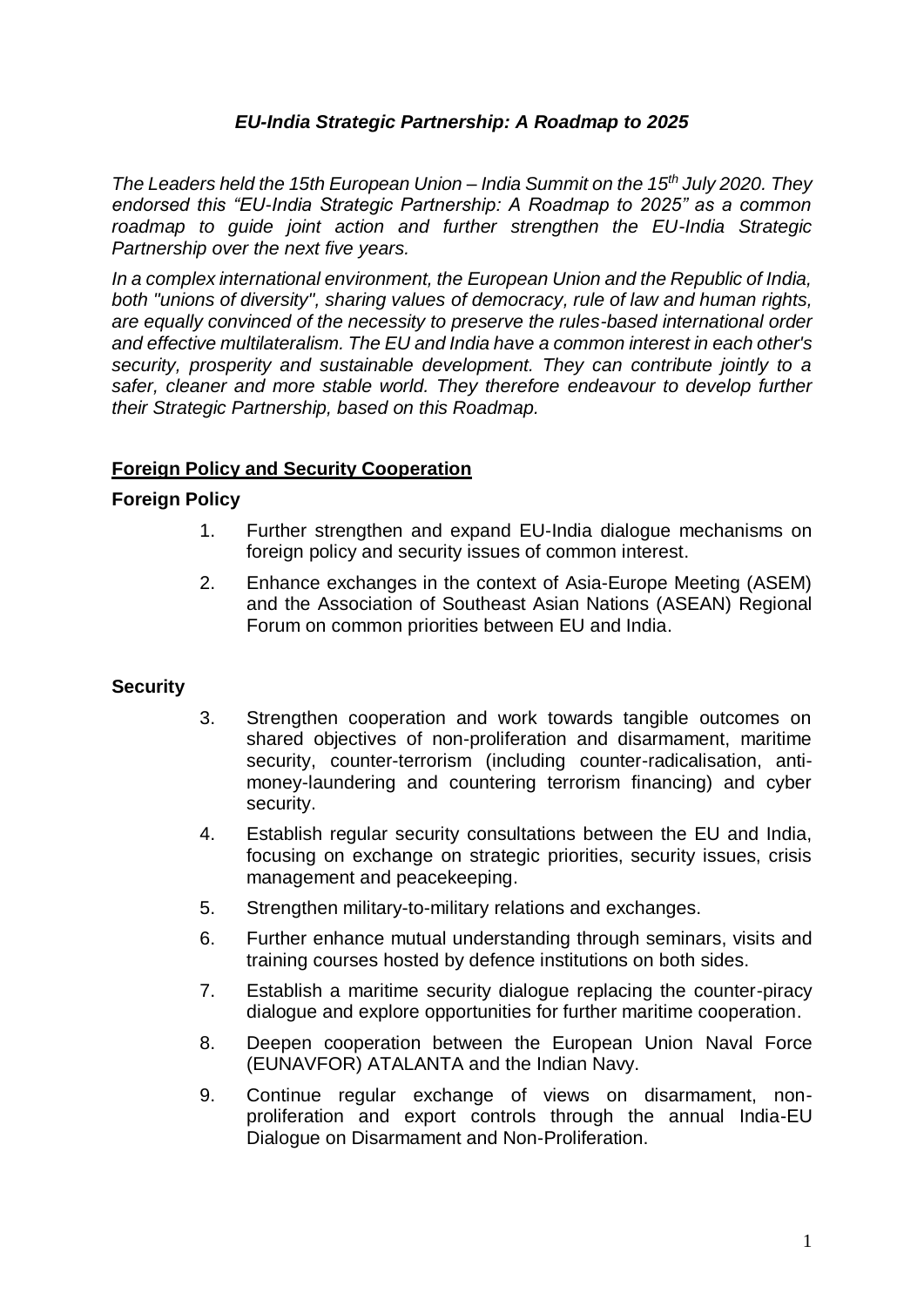# *EU-India Strategic Partnership: A Roadmap to 2025*

*The Leaders held the 15th European Union – India Summit on the 15th July 2020. They endorsed this "EU-India Strategic Partnership: A Roadmap to 2025" as a common roadmap to guide joint action and further strengthen the EU-India Strategic Partnership over the next five years.*

*In a complex international environment, the European Union and the Republic of India, both "unions of diversity", sharing values of democracy, rule of law and human rights, are equally convinced of the necessity to preserve the rules-based international order and effective multilateralism. The EU and India have a common interest in each other's security, prosperity and sustainable development. They can contribute jointly to a safer, cleaner and more stable world. They therefore endeavour to develop further their Strategic Partnership, based on this Roadmap.*

## Foreign Policy and Security Cooperation

### Foreign Policy

1. Further strengthen and expand EU-India dialogue mechanisms on foreign policy and security issues of common interest.
2. Enhance exchanges in the context of Asia-Europe Meeting (ASEM) and the Association of Southeast Asian Nations (ASEAN) Regional Forum on common priorities between EU and India.

### Security

3. Strengthen cooperation and work towards tangible outcomes on shared objectives of non-proliferation and disarmament, maritime security, counter-terrorism (including counter-radicalisation, anti-money-laundering and countering terrorism financing) and cyber security.
4. Establish regular security consultations between the EU and India, focusing on exchange on strategic priorities, security issues, crisis management and peacekeeping.
5. Strengthen military-to-military relations and exchanges.
6. Further enhance mutual understanding through seminars, visits and training courses hosted by defence institutions on both sides.
7. Establish a maritime security dialogue replacing the counter-piracy dialogue and explore opportunities for further maritime cooperation.
8. Deepen cooperation between the European Union Naval Force (EUNAVFOR) ATALANTA and the Indian Navy.
9. Continue regular exchange of views on disarmament, non-proliferation and export controls through the annual India-EU Dialogue on Disarmament and Non-Proliferation.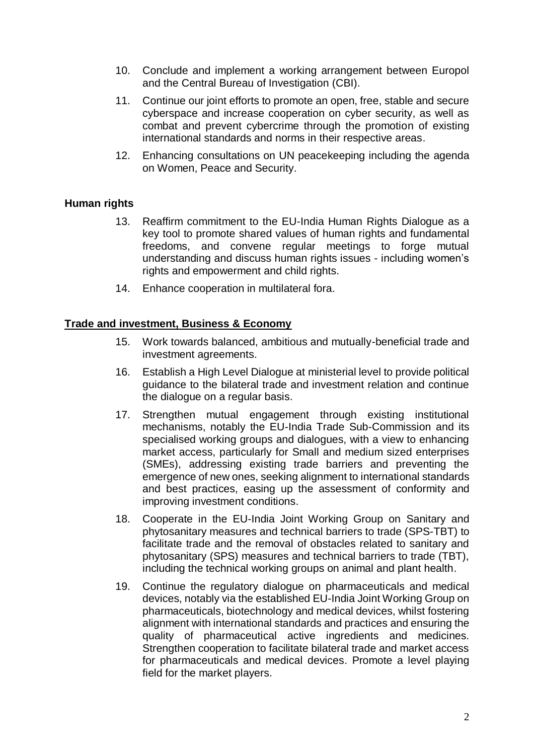10. Conclude and implement a working arrangement between Europol and the Central Bureau of Investigation (CBI).
11. Continue our joint efforts to promote an open, free, stable and secure cyberspace and increase cooperation on cyber security, as well as combat and prevent cybercrime through the promotion of existing international standards and norms in their respective areas.
12. Enhancing consultations on UN peacekeeping including the agenda on Women, Peace and Security.

**Human rights**

13. Reaffirm commitment to the EU-India Human Rights Dialogue as a key tool to promote shared values of human rights and fundamental freedoms, and convene regular meetings to forge mutual understanding and discuss human rights issues - including women's rights and empowerment and child rights.
14. Enhance cooperation in multilateral fora.

**Trade and investment, Business & Economy**

15. Work towards balanced, ambitious and mutually-beneficial trade and investment agreements.
16. Establish a High Level Dialogue at ministerial level to provide political guidance to the bilateral trade and investment relation and continue the dialogue on a regular basis.
17. Strengthen mutual engagement through existing institutional mechanisms, notably the EU-India Trade Sub-Commission and its specialised working groups and dialogues, with a view to enhancing market access, particularly for Small and medium sized enterprises (SMEs), addressing existing trade barriers and preventing the emergence of new ones, seeking alignment to international standards and best practices, easing up the assessment of conformity and improving investment conditions.
18. Cooperate in the EU-India Joint Working Group on Sanitary and phytosanitary measures and technical barriers to trade (SPS-TBT) to facilitate trade and the removal of obstacles related to sanitary and phytosanitary (SPS) measures and technical barriers to trade (TBT), including the technical working groups on animal and plant health.
19. Continue the regulatory dialogue on pharmaceuticals and medical devices, notably via the established EU-India Joint Working Group on pharmaceuticals, biotechnology and medical devices, whilst fostering alignment with international standards and practices and ensuring the quality of pharmaceutical active ingredients and medicines. Strengthen cooperation to facilitate bilateral trade and market access for pharmaceuticals and medical devices. Promote a level playing field for the market players.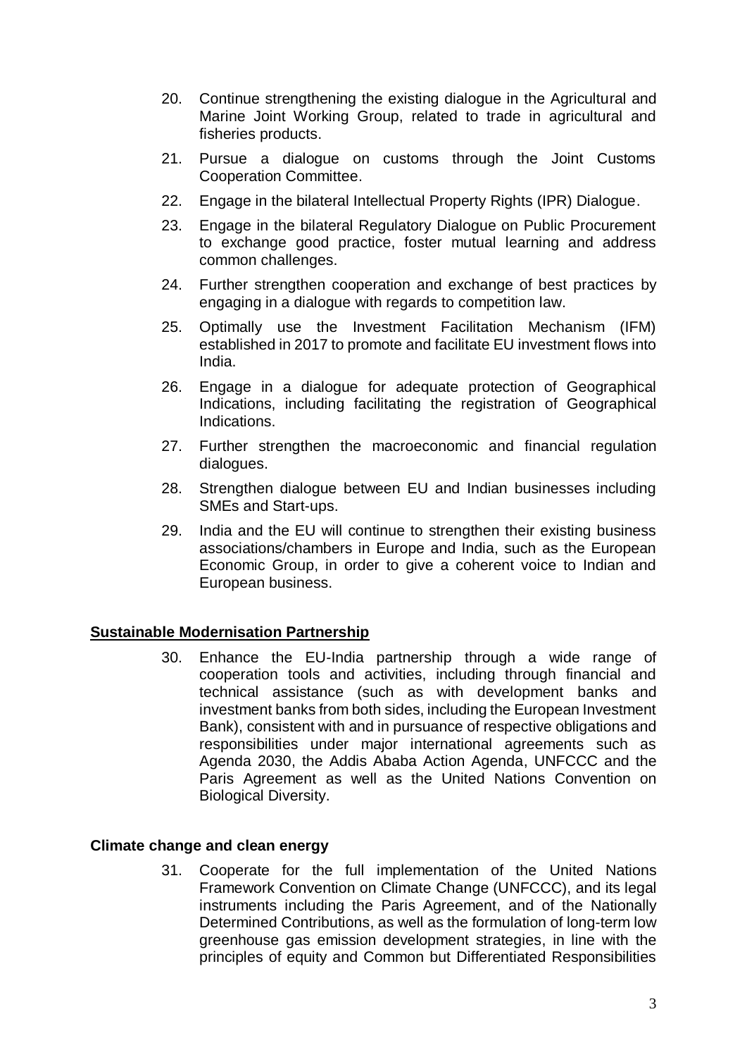20. Continue strengthening the existing dialogue in the Agricultural and Marine Joint Working Group, related to trade in agricultural and fisheries products.

21. Pursue a dialogue on customs through the Joint Customs Cooperation Committee.

22. Engage in the bilateral Intellectual Property Rights (IPR) Dialogue.

23. Engage in the bilateral Regulatory Dialogue on Public Procurement to exchange good practice, foster mutual learning and address common challenges.

24. Further strengthen cooperation and exchange of best practices by engaging in a dialogue with regards to competition law.

25. Optimally use the Investment Facilitation Mechanism (IFM) established in 2017 to promote and facilitate EU investment flows into India.

26. Engage in a dialogue for adequate protection of Geographical Indications, including facilitating the registration of Geographical Indications.

27. Further strengthen the macroeconomic and financial regulation dialogues.

28. Strengthen dialogue between EU and Indian businesses including SMEs and Start-ups.

29. India and the EU will continue to strengthen their existing business associations/chambers in Europe and India, such as the European Economic Group, in order to give a coherent voice to Indian and European business.

## **Sustainable Modernisation Partnership**

30. Enhance the EU-India partnership through a wide range of cooperation tools and activities, including through financial and technical assistance (such as with development banks and investment banks from both sides, including the European Investment Bank), consistent with and in pursuance of respective obligations and responsibilities under major international agreements such as Agenda 2030, the Addis Ababa Action Agenda, UNFCCC and the Paris Agreement as well as the United Nations Convention on Biological Diversity.

### **Climate change and clean energy**

31. Cooperate for the full implementation of the United Nations Framework Convention on Climate Change (UNFCCC), and its legal instruments including the Paris Agreement, and of the Nationally Determined Contributions, as well as the formulation of long-term low greenhouse gas emission development strategies, in line with the principles of equity and Common but Differentiated Responsibilities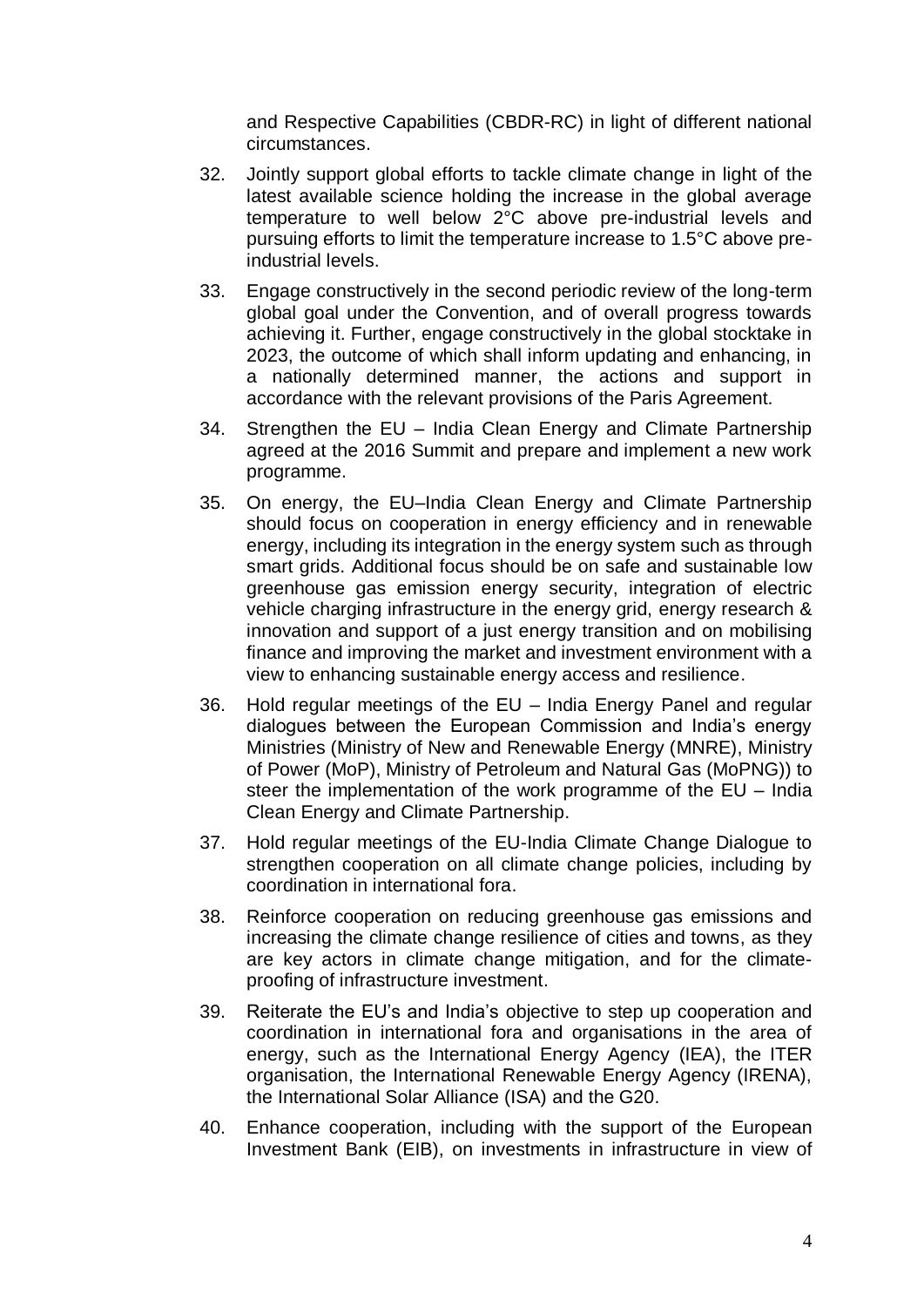and Respective Capabilities (CBDR-RC) in light of different national circumstances.

32. Jointly support global efforts to tackle climate change in light of the latest available science holding the increase in the global average temperature to well below 2°C above pre-industrial levels and pursuing efforts to limit the temperature increase to 1.5°C above pre-industrial levels.

33. Engage constructively in the second periodic review of the long-term global goal under the Convention, and of overall progress towards achieving it. Further, engage constructively in the global stocktake in 2023, the outcome of which shall inform updating and enhancing, in a nationally determined manner, the actions and support in accordance with the relevant provisions of the Paris Agreement.

34. Strengthen the EU – India Clean Energy and Climate Partnership agreed at the 2016 Summit and prepare and implement a new work programme.

35. On energy, the EU–India Clean Energy and Climate Partnership should focus on cooperation in energy efficiency and in renewable energy, including its integration in the energy system such as through smart grids. Additional focus should be on safe and sustainable low greenhouse gas emission energy security, integration of electric vehicle charging infrastructure in the energy grid, energy research & innovation and support of a just energy transition and on mobilising finance and improving the market and investment environment with a view to enhancing sustainable energy access and resilience.

36. Hold regular meetings of the EU – India Energy Panel and regular dialogues between the European Commission and India's energy Ministries (Ministry of New and Renewable Energy (MNRE), Ministry of Power (MoP), Ministry of Petroleum and Natural Gas (MoPNG)) to steer the implementation of the work programme of the EU – India Clean Energy and Climate Partnership.

37. Hold regular meetings of the EU-India Climate Change Dialogue to strengthen cooperation on all climate change policies, including by coordination in international fora.

38. Reinforce cooperation on reducing greenhouse gas emissions and increasing the climate change resilience of cities and towns, as they are key actors in climate change mitigation, and for the climate-proofing of infrastructure investment.

39. Reiterate the EU's and India's objective to step up cooperation and coordination in international fora and organisations in the area of energy, such as the International Energy Agency (IEA), the ITER organisation, the International Renewable Energy Agency (IRENA), the International Solar Alliance (ISA) and the G20.

40. Enhance cooperation, including with the support of the European Investment Bank (EIB), on investments in infrastructure in view of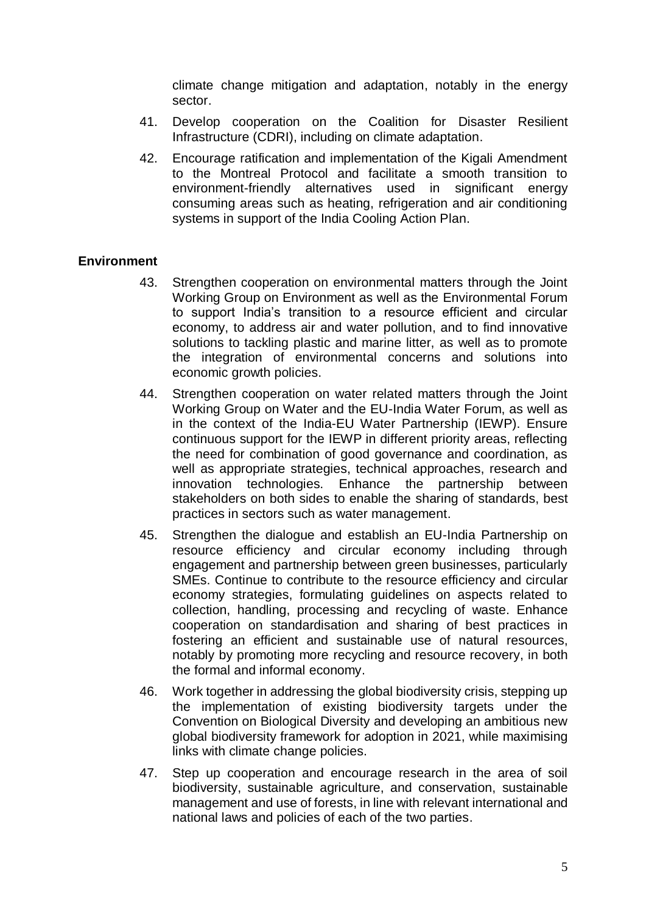climate change mitigation and adaptation, notably in the energy sector.

41. Develop cooperation on the Coalition for Disaster Resilient Infrastructure (CDRI), including on climate adaptation.

42. Encourage ratification and implementation of the Kigali Amendment to the Montreal Protocol and facilitate a smooth transition to environment-friendly alternatives used in significant energy consuming areas such as heating, refrigeration and air conditioning systems in support of the India Cooling Action Plan.

**Environment**

43. Strengthen cooperation on environmental matters through the Joint Working Group on Environment as well as the Environmental Forum to support India's transition to a resource efficient and circular economy, to address air and water pollution, and to find innovative solutions to tackling plastic and marine litter, as well as to promote the integration of environmental concerns and solutions into economic growth policies.

44. Strengthen cooperation on water related matters through the Joint Working Group on Water and the EU-India Water Forum, as well as in the context of the India-EU Water Partnership (IEWP). Ensure continuous support for the IEWP in different priority areas, reflecting the need for combination of good governance and coordination, as well as appropriate strategies, technical approaches, research and innovation technologies. Enhance the partnership between stakeholders on both sides to enable the sharing of standards, best practices in sectors such as water management.

45. Strengthen the dialogue and establish an EU-India Partnership on resource efficiency and circular economy including through engagement and partnership between green businesses, particularly SMEs. Continue to contribute to the resource efficiency and circular economy strategies, formulating guidelines on aspects related to collection, handling, processing and recycling of waste. Enhance cooperation on standardisation and sharing of best practices in fostering an efficient and sustainable use of natural resources, notably by promoting more recycling and resource recovery, in both the formal and informal economy.

46. Work together in addressing the global biodiversity crisis, stepping up the implementation of existing biodiversity targets under the Convention on Biological Diversity and developing an ambitious new global biodiversity framework for adoption in 2021, while maximising links with climate change policies.

47. Step up cooperation and encourage research in the area of soil biodiversity, sustainable agriculture, and conservation, sustainable management and use of forests, in line with relevant international and national laws and policies of each of the two parties.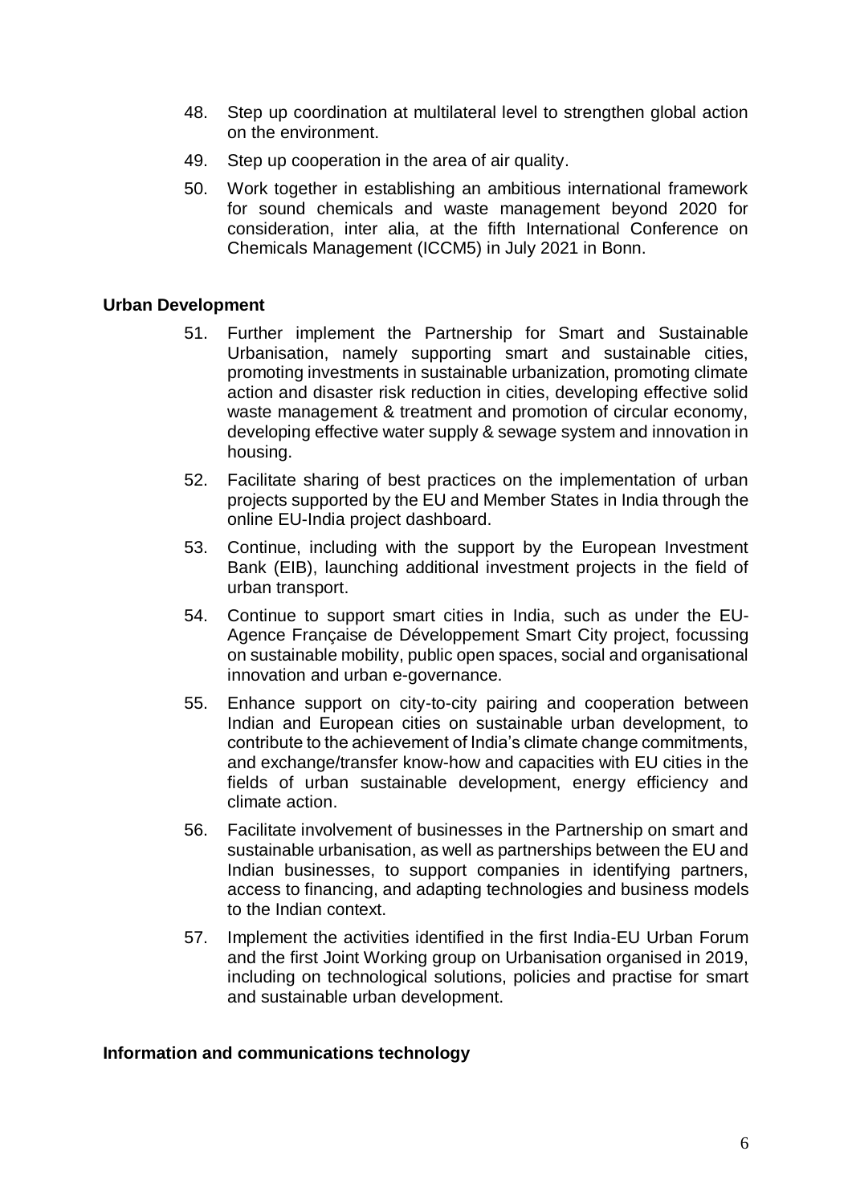48. Step up coordination at multilateral level to strengthen global action on the environment.

49. Step up cooperation in the area of air quality.

50. Work together in establishing an ambitious international framework for sound chemicals and waste management beyond 2020 for consideration, inter alia, at the fifth International Conference on Chemicals Management (ICCM5) in July 2021 in Bonn.

**Urban Development**

51. Further implement the Partnership for Smart and Sustainable Urbanisation, namely supporting smart and sustainable cities, promoting investments in sustainable urbanization, promoting climate action and disaster risk reduction in cities, developing effective solid waste management & treatment and promotion of circular economy, developing effective water supply & sewage system and innovation in housing.

52. Facilitate sharing of best practices on the implementation of urban projects supported by the EU and Member States in India through the online EU-India project dashboard.

53. Continue, including with the support by the European Investment Bank (EIB), launching additional investment projects in the field of urban transport.

54. Continue to support smart cities in India, such as under the EU-Agence Française de Développement Smart City project, focussing on sustainable mobility, public open spaces, social and organisational innovation and urban e-governance.

55. Enhance support on city-to-city pairing and cooperation between Indian and European cities on sustainable urban development, to contribute to the achievement of India's climate change commitments, and exchange/transfer know-how and capacities with EU cities in the fields of urban sustainable development, energy efficiency and climate action.

56. Facilitate involvement of businesses in the Partnership on smart and sustainable urbanisation, as well as partnerships between the EU and Indian businesses, to support companies in identifying partners, access to financing, and adapting technologies and business models to the Indian context.

57. Implement the activities identified in the first India-EU Urban Forum and the first Joint Working group on Urbanisation organised in 2019, including on technological solutions, policies and practise for smart and sustainable urban development.

**Information and communications technology**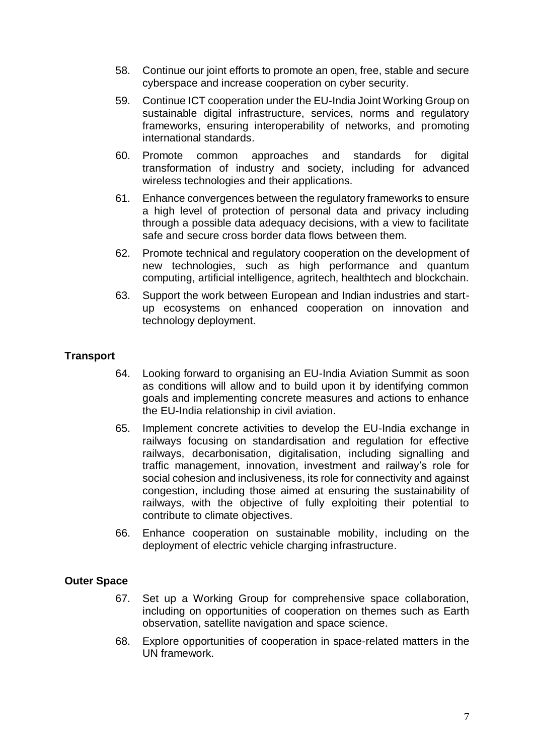58. Continue our joint efforts to promote an open, free, stable and secure cyberspace and increase cooperation on cyber security.

59. Continue ICT cooperation under the EU-India Joint Working Group on sustainable digital infrastructure, services, norms and regulatory frameworks, ensuring interoperability of networks, and promoting international standards.

60. Promote common approaches and standards for digital transformation of industry and society, including for advanced wireless technologies and their applications.

61. Enhance convergences between the regulatory frameworks to ensure a high level of protection of personal data and privacy including through a possible data adequacy decisions, with a view to facilitate safe and secure cross border data flows between them.

62. Promote technical and regulatory cooperation on the development of new technologies, such as high performance and quantum computing, artificial intelligence, agritech, healthtech and blockchain.

63. Support the work between European and Indian industries and start-up ecosystems on enhanced cooperation on innovation and technology deployment.

**Transport**

64. Looking forward to organising an EU-India Aviation Summit as soon as conditions will allow and to build upon it by identifying common goals and implementing concrete measures and actions to enhance the EU-India relationship in civil aviation.

65. Implement concrete activities to develop the EU-India exchange in railways focusing on standardisation and regulation for effective railways, decarbonisation, digitalisation, including signalling and traffic management, innovation, investment and railway's role for social cohesion and inclusiveness, its role for connectivity and against congestion, including those aimed at ensuring the sustainability of railways, with the objective of fully exploiting their potential to contribute to climate objectives.

66. Enhance cooperation on sustainable mobility, including on the deployment of electric vehicle charging infrastructure.

**Outer Space**

67. Set up a Working Group for comprehensive space collaboration, including on opportunities of cooperation on themes such as Earth observation, satellite navigation and space science.

68. Explore opportunities of cooperation in space-related matters in the UN framework.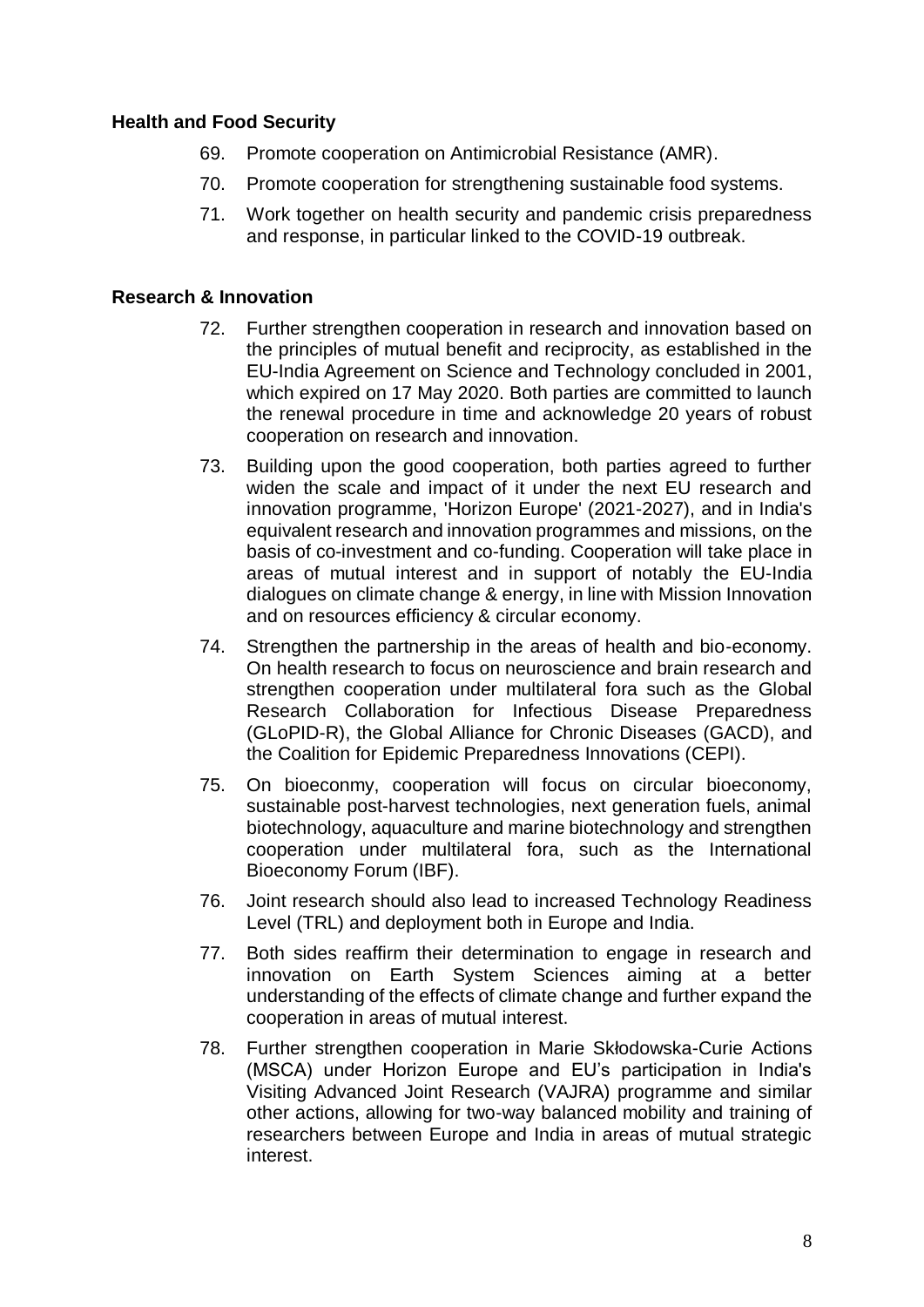**Health and Food Security**

69. Promote cooperation on Antimicrobial Resistance (AMR).

70. Promote cooperation for strengthening sustainable food systems.

71. Work together on health security and pandemic crisis preparedness and response, in particular linked to the COVID-19 outbreak.

**Research & Innovation**

72. Further strengthen cooperation in research and innovation based on the principles of mutual benefit and reciprocity, as established in the EU-India Agreement on Science and Technology concluded in 2001, which expired on 17 May 2020. Both parties are committed to launch the renewal procedure in time and acknowledge 20 years of robust cooperation on research and innovation.

73. Building upon the good cooperation, both parties agreed to further widen the scale and impact of it under the next EU research and innovation programme, 'Horizon Europe' (2021-2027), and in India's equivalent research and innovation programmes and missions, on the basis of co-investment and co-funding. Cooperation will take place in areas of mutual interest and in support of notably the EU-India dialogues on climate change & energy, in line with Mission Innovation and on resources efficiency & circular economy.

74. Strengthen the partnership in the areas of health and bio-economy. On health research to focus on neuroscience and brain research and strengthen cooperation under multilateral fora such as the Global Research Collaboration for Infectious Disease Preparedness (GLoPID-R), the Global Alliance for Chronic Diseases (GACD), and the Coalition for Epidemic Preparedness Innovations (CEPI).

75. On bioecony, cooperation will focus on circular bioeconomy, sustainable post-harvest technologies, next generation fuels, animal biotechnology, aquaculture and marine biotechnology and strengthen cooperation under multilateral fora, such as the International Bioeconomy Forum (IBF).

76. Joint research should also lead to increased Technology Readiness Level (TRL) and deployment both in Europe and India.

77. Both sides reaffirm their determination to engage in research and innovation on Earth System Sciences aiming at a better understanding of the effects of climate change and further expand the cooperation in areas of mutual interest.

78. Further strengthen cooperation in Marie Skłodowska-Curie Actions (MSCA) under Horizon Europe and EU's participation in India's Visiting Advanced Joint Research (VAJRA) programme and similar other actions, allowing for two-way balanced mobility and training of researchers between Europe and India in areas of mutual strategic interest.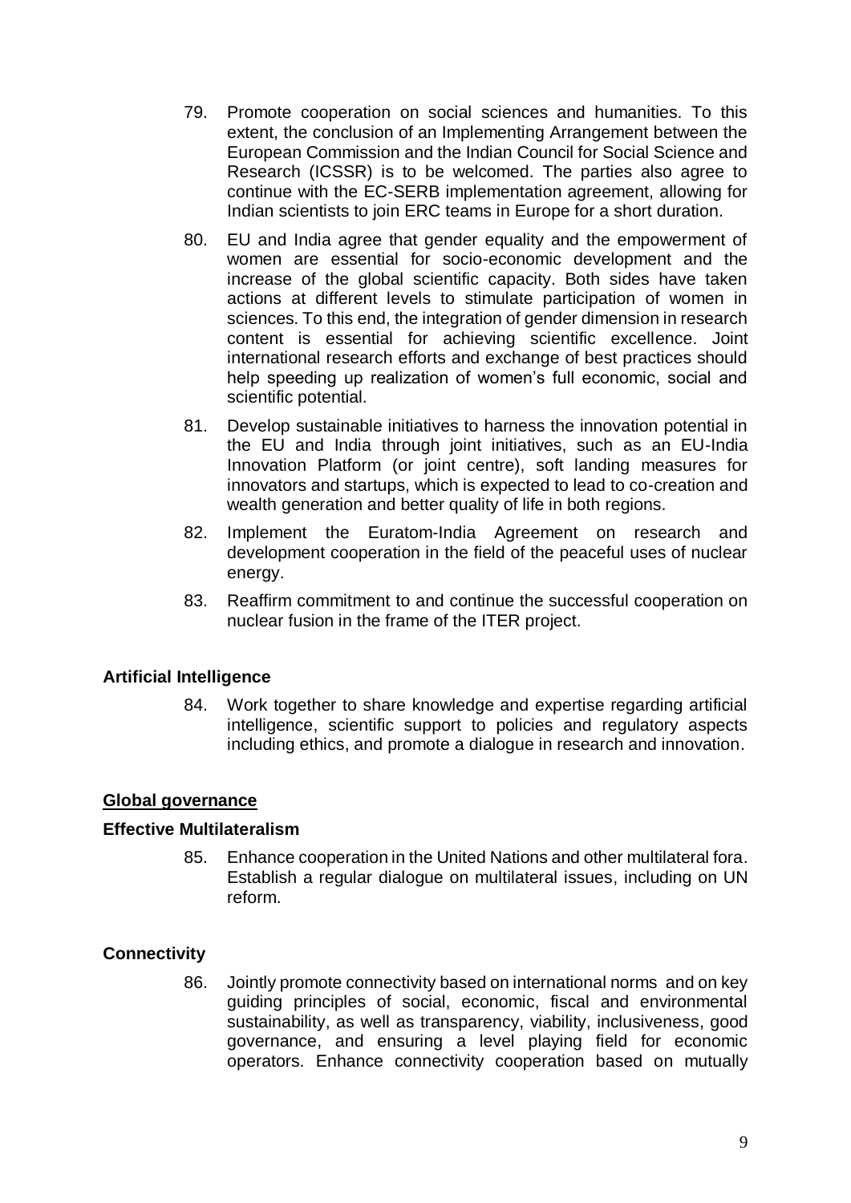79. Promote cooperation on social sciences and humanities. To this extent, the conclusion of an Implementing Arrangement between the European Commission and the Indian Council for Social Science and Research (ICSSR) is to be welcomed. The parties also agree to continue with the EC-SERB implementation agreement, allowing for Indian scientists to join ERC teams in Europe for a short duration.

80. EU and India agree that gender equality and the empowerment of women are essential for socio-economic development and the increase of the global scientific capacity. Both sides have taken actions at different levels to stimulate participation of women in sciences. To this end, the integration of gender dimension in research content is essential for achieving scientific excellence. Joint international research efforts and exchange of best practices should help speeding up realization of women's full economic, social and scientific potential.

81. Develop sustainable initiatives to harness the innovation potential in the EU and India through joint initiatives, such as an EU-India Innovation Platform (or joint centre), soft landing measures for innovators and startups, which is expected to lead to co-creation and wealth generation and better quality of life in both regions.

82. Implement the Euratom-India Agreement on research and development cooperation in the field of the peaceful uses of nuclear energy.

83. Reaffirm commitment to and continue the successful cooperation on nuclear fusion in the frame of the ITER project.

### Artificial Intelligence

84. Work together to share knowledge and expertise regarding artificial intelligence, scientific support to policies and regulatory aspects including ethics, and promote a dialogue in research and innovation.

## Global governance

### Effective Multilateralism

85. Enhance cooperation in the United Nations and other multilateral fora. Establish a regular dialogue on multilateral issues, including on UN reform.

### Connectivity

86. Jointly promote connectivity based on international norms and on key guiding principles of social, economic, fiscal and environmental sustainability, as well as transparency, viability, inclusiveness, good governance, and ensuring a level playing field for economic operators. Enhance connectivity cooperation based on mutually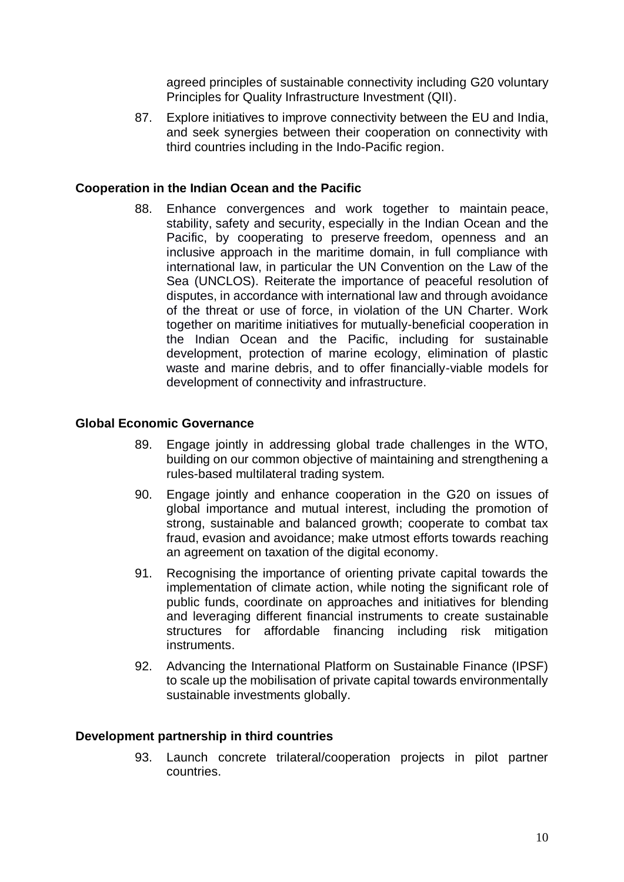agreed principles of sustainable connectivity including G20 voluntary Principles for Quality Infrastructure Investment (QII).

87. Explore initiatives to improve connectivity between the EU and India, and seek synergies between their cooperation on connectivity with third countries including in the Indo-Pacific region.

**Cooperation in the Indian Ocean and the Pacific**

88. Enhance convergences and work together to maintain peace, stability, safety and security, especially in the Indian Ocean and the Pacific, by cooperating to preserve freedom, openness and an inclusive approach in the maritime domain, in full compliance with international law, in particular the UN Convention on the Law of the Sea (UNCLOS). Reiterate the importance of peaceful resolution of disputes, in accordance with international law and through avoidance of the threat or use of force, in violation of the UN Charter. Work together on maritime initiatives for mutually-beneficial cooperation in the Indian Ocean and the Pacific, including for sustainable development, protection of marine ecology, elimination of plastic waste and marine debris, and to offer financially-viable models for development of connectivity and infrastructure.

**Global Economic Governance**

89. Engage jointly in addressing global trade challenges in the WTO, building on our common objective of maintaining and strengthening a rules-based multilateral trading system.

90. Engage jointly and enhance cooperation in the G20 on issues of global importance and mutual interest, including the promotion of strong, sustainable and balanced growth; cooperate to combat tax fraud, evasion and avoidance; make utmost efforts towards reaching an agreement on taxation of the digital economy.

91. Recognising the importance of orienting private capital towards the implementation of climate action, while noting the significant role of public funds, coordinate on approaches and initiatives for blending and leveraging different financial instruments to create sustainable structures for affordable financing including risk mitigation instruments.

92. Advancing the International Platform on Sustainable Finance (IPSF) to scale up the mobilisation of private capital towards environmentally sustainable investments globally.

**Development partnership in third countries**

93. Launch concrete trilateral/cooperation projects in pilot partner countries.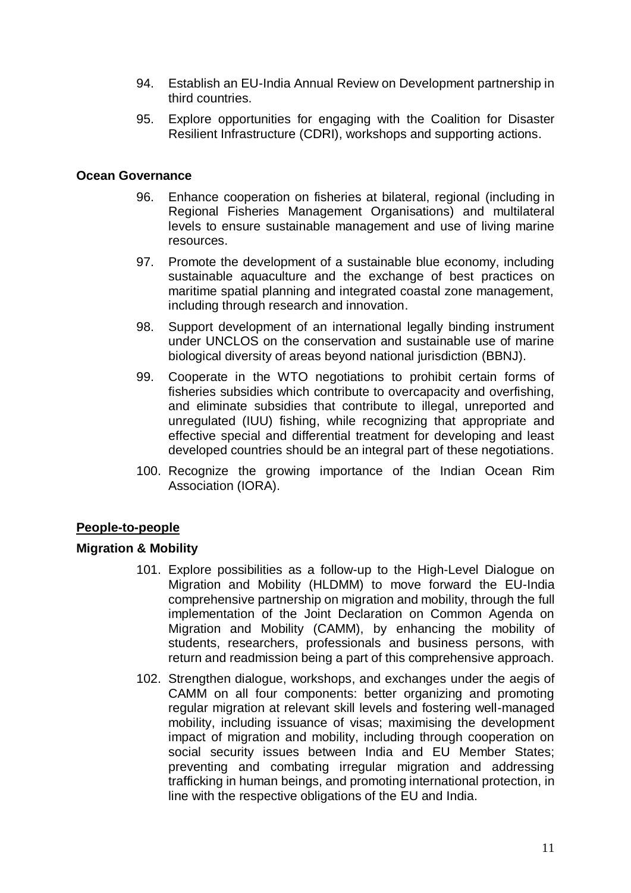94. Establish an EU-India Annual Review on Development partnership in third countries.

95. Explore opportunities for engaging with the Coalition for Disaster Resilient Infrastructure (CDRI), workshops and supporting actions.

**Ocean Governance**

96. Enhance cooperation on fisheries at bilateral, regional (including in Regional Fisheries Management Organisations) and multilateral levels to ensure sustainable management and use of living marine resources.

97. Promote the development of a sustainable blue economy, including sustainable aquaculture and the exchange of best practices on maritime spatial planning and integrated coastal zone management, including through research and innovation.

98. Support development of an international legally binding instrument under UNCLOS on the conservation and sustainable use of marine biological diversity of areas beyond national jurisdiction (BBNJ).

99. Cooperate in the WTO negotiations to prohibit certain forms of fisheries subsidies which contribute to overcapacity and overfishing, and eliminate subsidies that contribute to illegal, unreported and unregulated (IUU) fishing, while recognizing that appropriate and effective special and differential treatment for developing and least developed countries should be an integral part of these negotiations.

100. Recognize the growing importance of the Indian Ocean Rim Association (IORA).

**People-to-people**

**Migration & Mobility**

101. Explore possibilities as a follow-up to the High-Level Dialogue on Migration and Mobility (HLDMM) to move forward the EU-India comprehensive partnership on migration and mobility, through the full implementation of the Joint Declaration on Common Agenda on Migration and Mobility (CAMM), by enhancing the mobility of students, researchers, professionals and business persons, with return and readmission being a part of this comprehensive approach.

102. Strengthen dialogue, workshops, and exchanges under the aegis of CAMM on all four components: better organizing and promoting regular migration at relevant skill levels and fostering well-managed mobility, including issuance of visas; maximising the development impact of migration and mobility, including through cooperation on social security issues between India and EU Member States; preventing and combating irregular migration and addressing trafficking in human beings, and promoting international protection, in line with the respective obligations of the EU and India.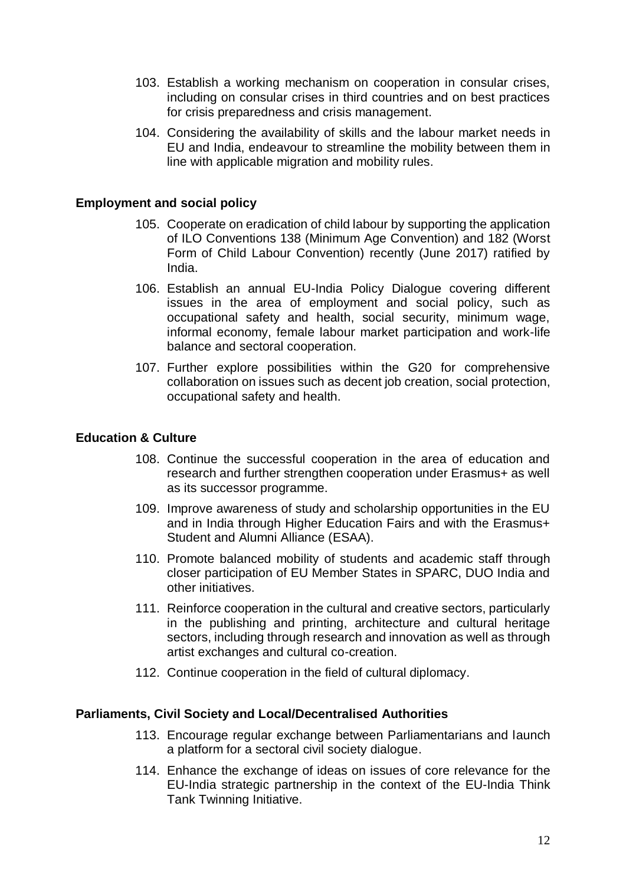103. Establish a working mechanism on cooperation in consular crises, including on consular crises in third countries and on best practices for crisis preparedness and crisis management.

104. Considering the availability of skills and the labour market needs in EU and India, endeavour to streamline the mobility between them in line with applicable migration and mobility rules.

**Employment and social policy**

105. Cooperate on eradication of child labour by supporting the application of ILO Conventions 138 (Minimum Age Convention) and 182 (Worst Form of Child Labour Convention) recently (June 2017) ratified by India.

106. Establish an annual EU-India Policy Dialogue covering different issues in the area of employment and social policy, such as occupational safety and health, social security, minimum wage, informal economy, female labour market participation and work-life balance and sectoral cooperation.

107. Further explore possibilities within the G20 for comprehensive collaboration on issues such as decent job creation, social protection, occupational safety and health.

**Education & Culture**

108. Continue the successful cooperation in the area of education and research and further strengthen cooperation under Erasmus+ as well as its successor programme.

109. Improve awareness of study and scholarship opportunities in the EU and in India through Higher Education Fairs and with the Erasmus+ Student and Alumni Alliance (ESAA).

110. Promote balanced mobility of students and academic staff through closer participation of EU Member States in SPARC, DUO India and other initiatives.

111. Reinforce cooperation in the cultural and creative sectors, particularly in the publishing and printing, architecture and cultural heritage sectors, including through research and innovation as well as through artist exchanges and cultural co-creation.

112. Continue cooperation in the field of cultural diplomacy.

**Parliaments, Civil Society and Local/Decentralised Authorities**

113. Encourage regular exchange between Parliamentarians and launch a platform for a sectoral civil society dialogue.

114. Enhance the exchange of ideas on issues of core relevance for the EU-India strategic partnership in the context of the EU-India Think Tank Twinning Initiative.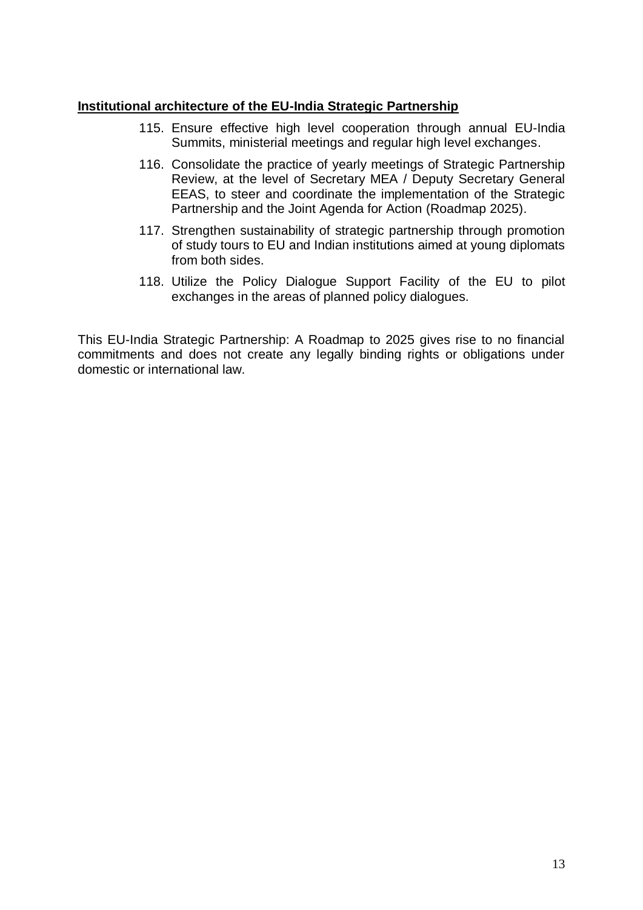**Institutional architecture of the EU-India Strategic Partnership**

115. Ensure effective high level cooperation through annual EU-India Summits, ministerial meetings and regular high level exchanges.
116. Consolidate the practice of yearly meetings of Strategic Partnership Review, at the level of Secretary MEA / Deputy Secretary General EEAS, to steer and coordinate the implementation of the Strategic Partnership and the Joint Agenda for Action (Roadmap 2025).
117. Strengthen sustainability of strategic partnership through promotion of study tours to EU and Indian institutions aimed at young diplomats from both sides.
118. Utilize the Policy Dialogue Support Facility of the EU to pilot exchanges in the areas of planned policy dialogues.

This EU-India Strategic Partnership: A Roadmap to 2025 gives rise to no financial commitments and does not create any legally binding rights or obligations under domestic or international law.